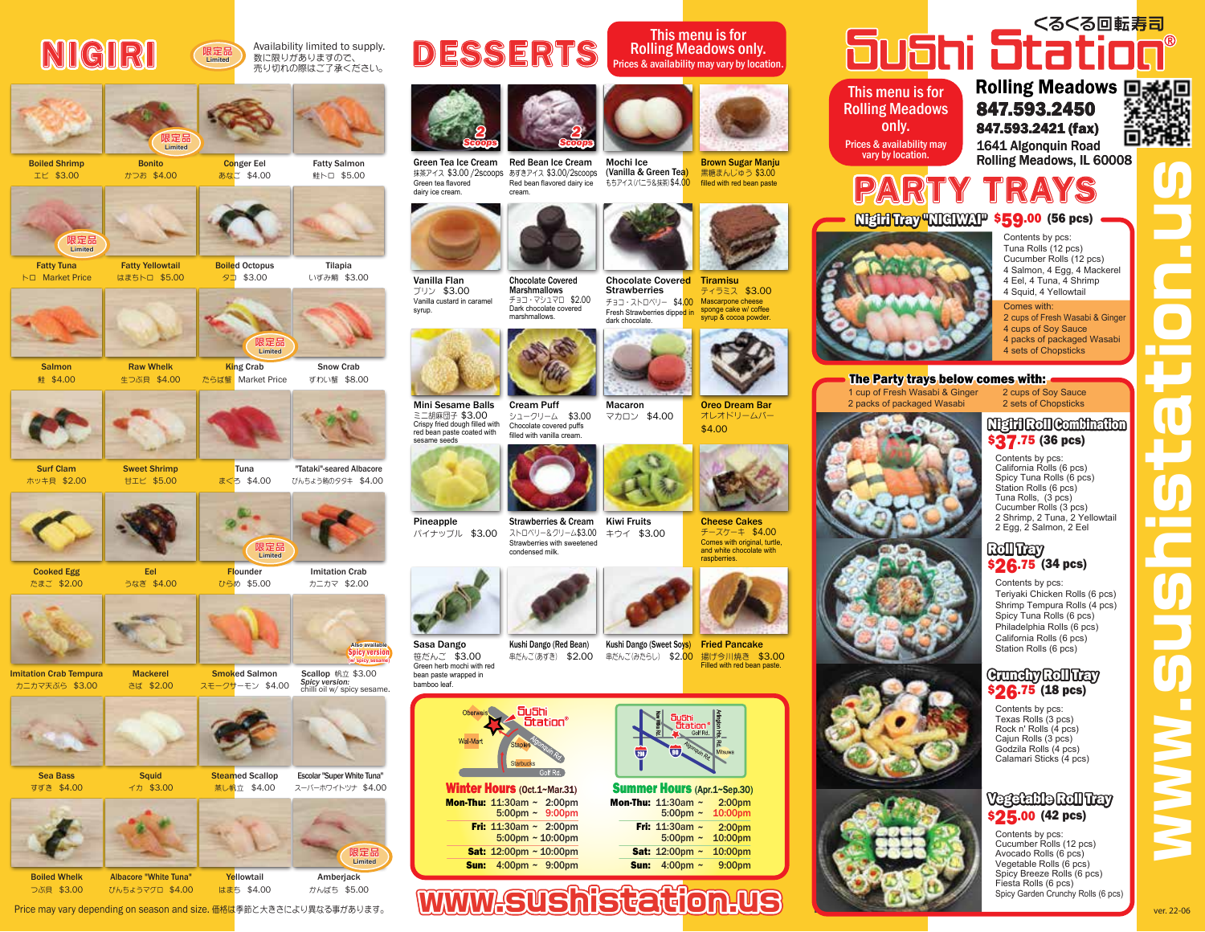# NIGIRI

限定品 Limited — Availability limited to supply. 数に限りがありますので、売り切れの際はご了承ください。

- Boiled Shrimp エビ $3.00
- Bonito かつお $4.00 (限定品 Limited)
- Conger Eel あなご $4.00
- Fatty Salmon 鮭トロ $5.00
- Fatty Tuna トロ Market Price (限定品 Limited)
- Fatty Yellowtail はまちトロ $5.00
- Boiled Octopus タコ $3.00
- Tilapia いずみ鯛 $3.00
- Salmon 鮭 $4.00
- Raw Whelk 生つぶ貝 $4.00
- King Crab たらば蟹 Market Price (限定品 Limited)
- Snow Crab ずわい蟹 $8.00
- Surf Clam ホッキ貝 $2.00
- Sweet Shrimp 甘エビ $5.00
- Tuna まぐろ $4.00
- "Tataki"-seared Albacore びんちょう鮪のタタキ $4.00
- Cooked Egg たまご $2.00
- Eel うなぎ $4.00
- Flounder ひらめ $5.00 (限定品 Limited)
- Imitation Crab カニカマ $2.00
- Imitation Crab Tempura カニカマ天ぷら $3.00
- Mackerel さば $2.00
- Smoked Salmon スモークサーモン $4.00
- Scallop 帆立 $3.00 (Also available Spicy version w/ spicy sesame) — *Spicy version:* chilli oil w/ spicy sesame.
- Sea Bass すずき $4.00
- Squid イカ $3.00
- Steamed Scallop 蒸し帆立 $4.00
- Escolar "Super White Tuna" スーパーホワイトツナ $4.00
- Boiled Whelk つぶ貝 $3.00
- Albacore "White Tuna" びんちょうマグロ $4.00
- Yellowtail はまち $4.00
- Amberjack かんぱち $5.00 (限定品 Limited)

Price may vary depending on season and size. 価格は季節と大きさにより異なる事があります。

# DESSERTS

**This menu is for Rolling Meadows only.** Prices & availability may vary by location.

- Green Tea Ice Cream 抹茶アイス $3.00 /2scoops — Green tea flavored dairy ice cream.
- Red Bean Ice Cream あずきアイス $3.00/2scoops — Red bean flavored dairy ice cream.
- Mochi Ice (Vanilla & Green Tea) もちアイス(バニラ&抹茶) $4.00
- Brown Sugar Manju 黒糖まんじゅう $3.00 — filled with red bean paste
- Vanilla Flan プリン $3.00 — Vanilla custard in caramel syrup.
- Chocolate Covered Marshmallows チョコ・マシュマロ $2.00 — Dark chocolate covered marshmallows.
- Chocolate Covered Strawberries チョコ・ストロベリー $4.00 — Fresh Strawberries dipped in dark chocolate.
- Tiramisu ティラミス $3.00 — Mascarpone cheese sponge cake w/ coffee syrup & cocoa powder.
- Mini Sesame Balls ミニ胡麻団子 $3.00 — Crispy fried dough filled with red bean paste coated with sesame seeds
- Cream Puff シュークリーム $3.00 — Chocolate covered puffs filled with vanilla cream.
- Macaron マカロン $4.00
- Oreo Dream Bar オレオドリームバー $4.00
- Pineapple パイナップル $3.00
- Strawberries & Cream ストロベリー&クリーム $3.00 — Strawberries with sweetened condensed milk.
- Kiwi Fruits キウイ $3.00
- Cheese Cakes チーズケーキ $4.00 — Comes with original, turtle, and white chocolate with raspberries.
- Sasa Dango 笹だんご $3.00 — Green herb mochi with red bean paste wrapped in bamboo leaf.
- Kushi Dango (Red Bean) 串だんご(あずき) $2.00
- Kushi Dango (Sweet Soys) 串だんご(みたらし) $2.00
- Fried Pancake 揚げ今川焼き $3.00 — Filled with red bean paste.

## Winter Hours (Oct.1~Mar.31)

| | | |
|---|---|---|
| Mon-Thu: | 11:30am ~ 2:00pm | 5:00pm ~ 9:00pm |
| Fri: | 11:30am ~ 2:00pm | 5:00pm ~ 10:00pm |
| Sat: | 12:00pm ~ 10:00pm | |
| Sun: | 4:00pm ~ 9:00pm | |

## Summer Hours (Apr.1~Sep.30)

| | | |
|---|---|---|
| Mon-Thu: | 11:30am ~ 2:00pm | 5:00pm ~ 10:00pm |
| Fri: | 11:30am ~ 2:00pm | 5:00pm ~ 10:00pm |
| Sat: | 12:00pm ~ 10:00pm | |
| Sun: | 4:00pm ~ 9:00pm | |

www.sushistation.us

# くるくる回転寿司 Sushi Station®

**This menu is for Rolling Meadows only.** Prices & availability may vary by location.

**Rolling Meadows**
847.593.2450
847.593.2421 (fax)
1641 Algonquin Road
Rolling Meadows, IL 60008

# PARTY TRAYS

## Nigiri Tray "NIGIWAI" $59.00 (56 pcs)

Contents by pcs:
- Tuna Rolls (12 pcs)
- Cucumber Rolls (12 pcs)
- 4 Salmon, 4 Egg, 4 Mackerel
- 4 Eel, 4 Tuna, 4 Shrimp
- 4 Squid, 4 Yellowtail

Comes with:
- 2 cups of Fresh Wasabi & Ginger
- 4 cups of Soy Sauce
- 4 packs of packaged Wasabi
- 4 sets of Chopsticks

## The Party trays below comes with:

- 1 cup of Fresh Wasabi & Ginger
- 2 packs of packaged Wasabi
- 2 cups of Soy Sauce
- 2 sets of Chopsticks

### Nigiri Roll Combination $37.75 (36 pcs)

Contents by pcs:
- California Rolls (6 pcs)
- Spicy Tuna Rolls (6 pcs)
- Station Rolls (6 pcs)
- Tuna Rolls, (3 pcs)
- Cucumber Rolls (3 pcs)
- 2 Shrimp, 2 Tuna, 2 Yellowtail
- 2 Egg, 2 Salmon, 2 Eel

### Roll Tray $26.75 (34 pcs)

Contents by pcs:
- Teriyaki Chicken Rolls (6 pcs)
- Shrimp Tempura Rolls (4 pcs)
- Spicy Tuna Rolls (6 pcs)
- Philadelphia Rolls (6 pcs)
- California Rolls (6 pcs)
- Station Rolls (6 pcs)

### Crunchy Roll Tray $26.75 (18 pcs)

Contents by pcs:
- Texas Rolls (3 pcs)
- Rock n' Rolls (4 pcs)
- Cajun Rolls (3 pcs)
- Godzila Rolls (4 pcs)
- Calamari Sticks (4 pcs)

### Vegetable Roll Tray $25.00 (42 pcs)

Contents by pcs:
- Cucumber Rolls (12 pcs)
- Avocado Rolls (6 pcs)
- Vegetable Rolls (6 pcs)
- Spicy Breeze Rolls (6 pcs)
- Fiesta Rolls (6 pcs)
- Spicy Garden Crunchy Rolls (6 pcs)

www.sushistation.us

ver. 22-06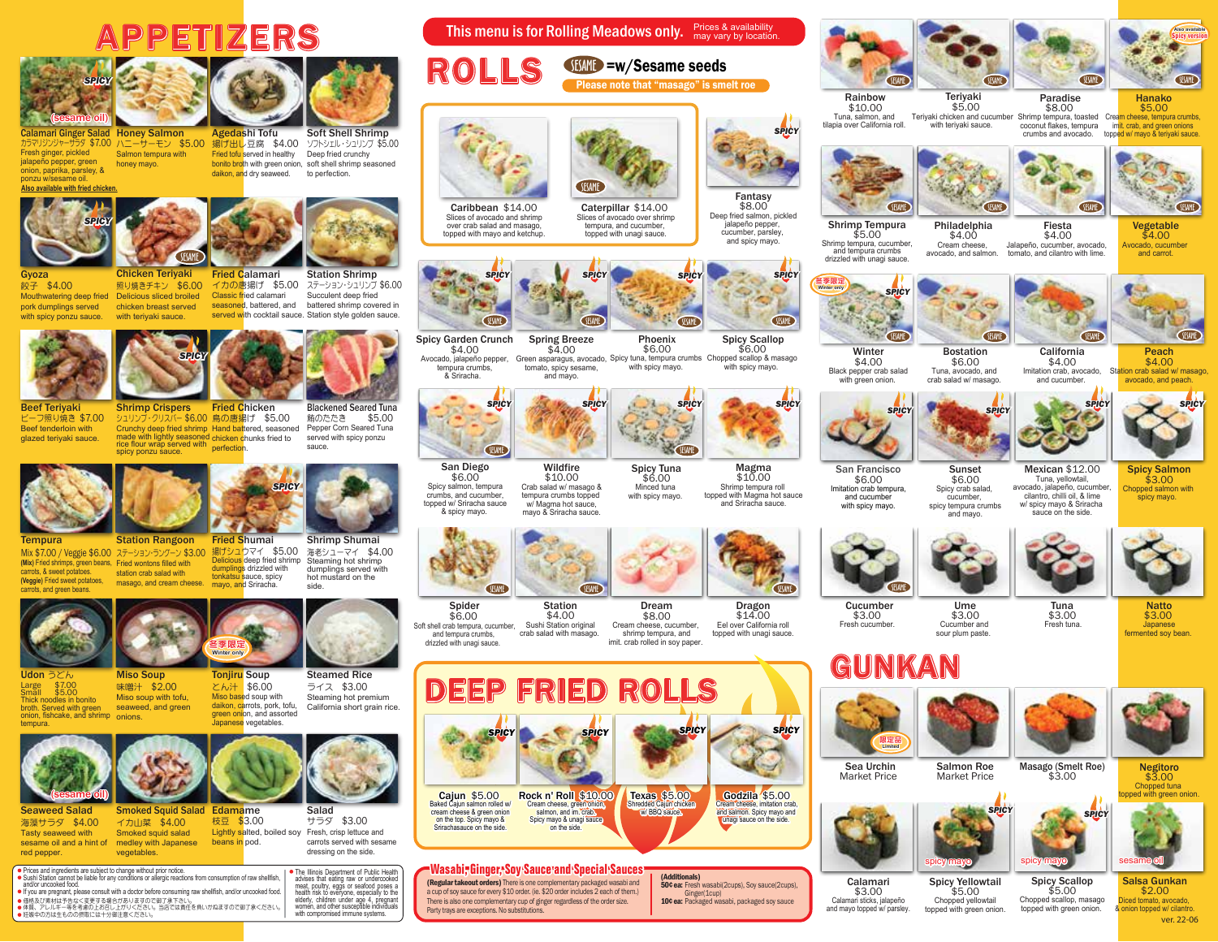# APPETIZERS

**Calamari Ginger Salad** カラマリジンジャーサラダ $7.00 SPICY (sesame oil)
Fresh ginger, pickled jalapeño pepper, green onion, paprika, parsley, & ponzu w/sesame oil.
**Also available with fried chicken.**

**Honey Salmon** ハニーサーモン $5.00
Salmon tempura with honey mayo.

**Agedashi Tofu** 揚げ出し豆腐 $4.00
Fried tofu served in healthy bonito broth with green onion, daikon, and dry seaweed.

**Soft Shell Shrimp** ソフトシェル・シュリンプ $5.00
Deep fried crunchy soft shell shrimp seasoned to perfection.

**Gyoza** 餃子 $4.00 SPICY
Mouthwatering deep fried pork dumplings served with spicy ponzu sauce.

**Chicken Teriyaki** 照り焼きチキン $6.00 SESAME
Delicious sliced broiled chicken breast served with teriyaki sauce.

**Fried Calamari** イカの唐揚げ $5.00
Classic fried calamari seasoned, battered, and served with cocktail sauce.

**Station Shrimp** ステーション・シュリンプ $6.00
Succulent deep fried battered shrimp covered in Station style golden sauce.

**Beef Teriyaki** ビーフ照り焼き $7.00
Beef tenderloin with glazed teriyaki sauce.

**Shrimp Crispers** シュリンプ・クリスパー $6.00 SPICY
Crunchy deep fried shrimp made with lightly seasoned rice flour wrap served with spicy ponzu sauce.

**Fried Chicken** 鳥の唐揚げ $5.00
Hand battered, seasoned chicken chunks fried to perfection.

**Blackened Seared Tuna** 鮪のたたき $5.00
Pepper Corn Seared Tuna served with spicy ponzu sauce.

**Tempura**
Mix $7.00 / Veggie $6.00
(Mix) Fried shrimps, green beans, carrots, & sweet potatoes.
(Veggie) Fried sweet potatoes, carrots, and green beans.

**Station Rangoon** ステーション・ラングーン $3.00
Fried wontons filled with station crab salad with masago, and cream cheese.

**Fried Shumai** 揚げシュウマイ $5.00 SPICY
Delicious deep fried shrimp dumplings drizzled with tonkatsu sauce, spicy mayo, and Sriracha.

**Shrimp Shumai** 海老シューマイ $4.00
Steaming hot shrimp dumplings served with hot mustard on the side.

**Udon** うどん
Large $7.00
Small $5.00
Thick noodles in bonito broth. Served with green onion, fishcake, and shrimp tempura.

**Miso Soup** 味噌汁 $2.00
Miso soup with tofu, seaweed, and green onions.

**Tonjiru Soup** とん汁 $6.00 冬季限定 Winter only
Miso based soup with daikon, carrots, pork, tofu, green onion, and assorted Japanese vegetables.

**Steamed Rice** ライス $3.00
Steaming hot premium California short grain rice.

**Seaweed Salad** 海藻サラダ $4.00 (sesame oil)
Tasty seaweed with sesame oil and a hint of red pepper.

**Smoked Squid Salad** イカ山菜 $4.00
Smoked squid salad medley with Japanese vegetables.

**Edamame** 枝豆 $3.00
Lightly salted, boiled soy beans in pod.

**Salad** サラダ $3.00
Fresh, crisp lettuce and carrots served with sesame dressing on the side.

- Prices and ingredients are subject to change without prior notice.
- Sushi Station cannot be liable for any conditions or allergic reactions from consumption of raw shellfish, and/or uncooked food.
- If you are pregnant, please consult with a doctor before consuming raw shellfish, and/or uncooked food.
- 価格及び素材は予告なく変更する場合がありますので御了承下さい。
- 体質、アレルギー等を考慮の上お召し上がりください。当店では責任を負いかねますので御了承ください。
- 妊娠中の方は生ものの摂取には十分御注意ください。

- The Illinois Department of Public Health advises that eating raw or undercooked meat, poultry, eggs or seafood poses a health risk to everyone, especially to the elderly, children under age 4, pregnant women, and other susceptible individuals with compromised immune systems.

**This menu is for Rolling Meadows only.** Prices & availability may vary by location.

# ROLLS

SESAME =w/Sesame seeds
Please note that "masago" is smelt roe

**Caribbean** $14.00
Slices of avocado and shrimp over crab salad and masago, topped with mayo and ketchup.

**Caterpillar** $14.00 SESAME
Slices of avocado over shrimp tempura, and cucumber, topped with unagi sauce.

**Fantasy** $8.00 SPICY
Deep fried salmon, pickled jalapeño pepper, cucumber, parsley, and spicy mayo.

**Spicy Garden Crunch** $4.00 SPICY SESAME
Avocado, jalapeño pepper, tempura crumbs, & Sriracha.

**Spring Breeze** $4.00 SPICY SESAME
Green asparagus, avocado, tomato, spicy sesame, and mayo.

**Phoenix** $6.00 SPICY SESAME
Spicy tuna, tempura crumbs with spicy mayo.

**Spicy Scallop** $6.00 SPICY SESAME
Chopped scallop & masago with spicy mayo.

**San Diego** $6.00 SPICY SESAME
Spicy salmon, tempura crumbs, and cucumber, topped w/ Sriracha sauce & spicy mayo.

**Wildfire** $10.00 SPICY
Crab salad w/ masago & tempura crumbs topped w/ Magma hot sauce, mayo & Sriracha sauce.

**Spicy Tuna** $6.00 SPICY SESAME
Minced tuna with spicy mayo.

**Magma** $10.00 SPICY
Shrimp tempura roll topped with Magma hot sauce and Sriracha sauce.

**Spider** $6.00 SESAME
Soft shell crab tempura, cucumber, and tempura crumbs, drizzled with unagi sauce.

**Station** $4.00 SESAME
Sushi Station original crab salad with masago.

**Dream** $8.00
Cream cheese, cucumber, shrimp tempura, and imit. crab rolled in soy paper.

**Dragon** $14.00 SESAME
Eel over California roll topped with unagi sauce.

# DEEP FRIED ROLLS

**Cajun** $5.00 SPICY
Baked Cajun salmon rolled w/ cream cheese & green onion on the top. Spicy mayo & Srirachasauce on the side.

**Rock n' Roll** $10.00 SPICY
Cream cheese, green onion, salmon, and im. crab. Spicy mayo & unagi sauce on the side.

**Texas** $5.00 SPICY
Shredded Cajun chicken w/ BBQ sauce.

**Godzila** $5.00 SPICY
Cream cheese, imitation crab, and salmon. Spicy mayo and unagi sauce on the side.

## Wasabi・Ginger・Soy Sauce and Special Sauces

**(Regular takeout orders)** There is one complementary packaged wasabi and a cup of soy sauce for every $10 order. (ie. $20 order includes 2 each of them.) There is also one complementary cup of ginger regardless of the order size. Party trays are exceptions. No substitutions.

**(Additionals)**
**50¢ ea:** Fresh wasabi(2cups), Soy sauce(2cups), Ginger(1cup)
**10¢ ea:** Packaged wasabi, packaged soy sauce

**Rainbow** $10.00 SESAME
Tuna, salmon, and tilapia over California roll.

**Teriyaki** $5.00 SESAME
Teriyaki chicken and cucumber with teriyaki sauce.

**Paradise** $8.00 SESAME
Shrimp tempura, toasted coconut flakes, tempura crumbs and avocado.

**Hanako** $5.00 SESAME (Also available Spicy version)
Cream cheese, tempura crumbs, imit. crab, and green onions topped w/ mayo & teriyaki sauce.

**Shrimp Tempura** $5.00 SESAME
Shrimp tempura, cucumber, and tempura crumbs drizzled with unagi sauce.

**Philadelphia** $4.00 SESAME
Cream cheese, avocado, and salmon.

**Fiesta** $4.00 SESAME
Jalapeño, cucumber, avocado, tomato, and cilantro with lime.

**Vegetable** $4.00 SESAME
Avocado, cucumber and carrot.

**Winter** $4.00 SPICY SESAME 冬季限定 Winter only
Black pepper crab salad with green onion.

**Bostation** $6.00 SESAME
Tuna, avocado, and crab salad w/ masago.

**California** $4.00 SESAME
Imitation crab, avocado, and cucumber.

**Peach** $4.00 SESAME
Station crab salad w/ masago, avocado, and peach.

**San Francisco** $6.00 SPICY
Imitation crab tempura, and cucumber with spicy mayo.

**Sunset** $6.00 SPICY
Spicy crab salad, cucumber, spicy tempura crumbs and mayo.

**Mexican** $12.00 SPICY
Tuna, yellowtail, avocado, jalapeño, cucumber, cilantro, chilli oil, & lime w/ spicy mayo & Sriracha sauce on the side.

**Spicy Salmon** $3.00 SPICY
Chopped salmon with spicy mayo.

**Cucumber** $3.00 SESAME
Fresh cucumber.

**Ume** $3.00
Cucumber and sour plum paste.

**Tuna** $3.00
Fresh tuna.

**Natto** $3.00
Japanese fermented soy bean.

# GUNKAN

**Sea Urchin** 限定品 Limited
Market Price

**Salmon Roe**
Market Price

**Masago (Smelt Roe)** $3.00

**Negitoro** $3.00
Chopped tuna topped with green onion.

**Calamari** $3.00
Calamari sticks, jalapeño and mayo topped w/ parsley.

**Spicy Yellowtail** $5.00 SPICY (spicy mayo)
Chopped yellowtail topped with green onion.

**Spicy Scallop** $5.00 SPICY (spicy mayo)
Chopped scallop, masago topped with green onion.

**Salsa Gunkan** $2.00 (sesame oil)
Diced tomato, avocado, & onion topped w/ cilantro.

ver. 22-06